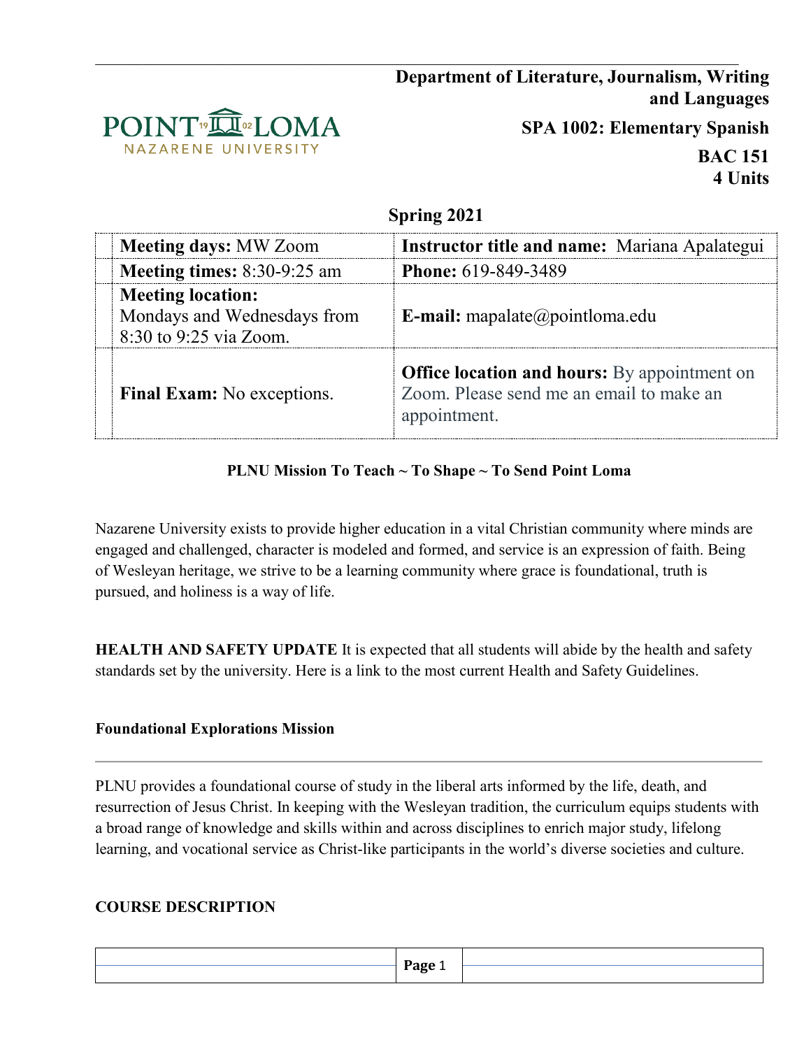**Department of Literature, Journalism, Writing and Languages**

**SPA 1002: Elementary Spanish**

**BAC 151**
**4 Units**

**Spring 2021**

| | |
|---|---|
| **Meeting days:** MW Zoom | **Instructor title and name:** Mariana Apalategui |
| **Meeting times:** 8:30-9:25 am | **Phone:** 619-849-3489 |
| **Meeting location:** Mondays and Wednesdays from 8:30 to 9:25 via Zoom. | **E-mail:** mapalate@pointloma.edu |
| **Final Exam:** No exceptions. | **Office location and hours:** By appointment on Zoom. Please send me an email to make an appointment. |

**PLNU Mission To Teach ~ To Shape ~ To Send Point Loma**

Nazarene University exists to provide higher education in a vital Christian community where minds are engaged and challenged, character is modeled and formed, and service is an expression of faith. Being of Wesleyan heritage, we strive to be a learning community where grace is foundational, truth is pursued, and holiness is a way of life.

**HEALTH AND SAFETY UPDATE** It is expected that all students will abide by the health and safety standards set by the university. Here is a link to the most current Health and Safety Guidelines.

### Foundational Explorations Mission

PLNU provides a foundational course of study in the liberal arts informed by the life, death, and resurrection of Jesus Christ. In keeping with the Wesleyan tradition, the curriculum equips students with a broad range of knowledge and skills within and across disciplines to enrich major study, lifelong learning, and vocational service as Christ-like participants in the world's diverse societies and culture.

### COURSE DESCRIPTION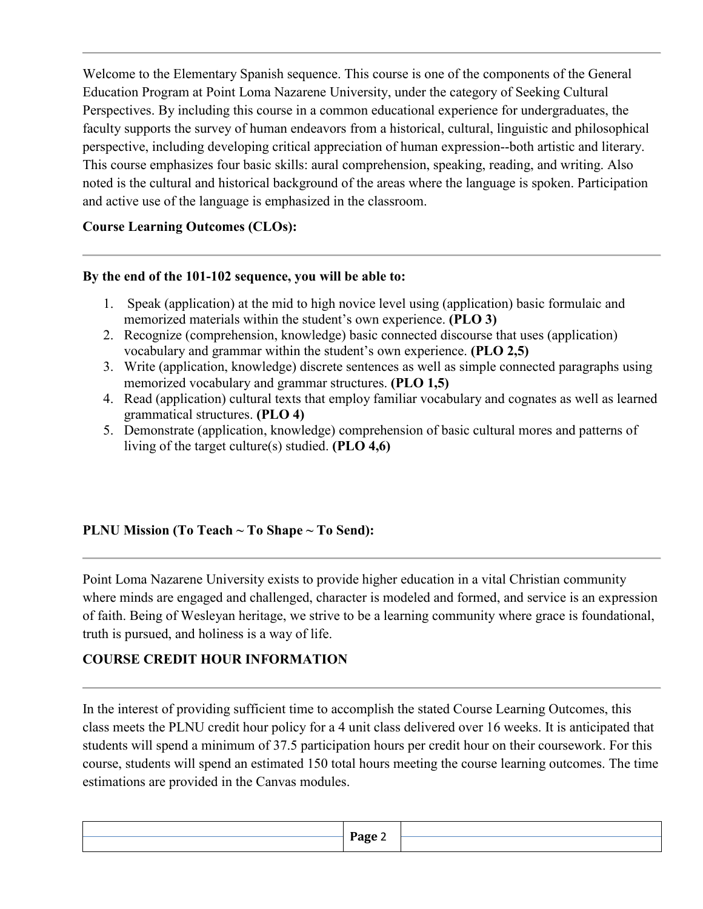Welcome to the Elementary Spanish sequence. This course is one of the components of the General Education Program at Point Loma Nazarene University, under the category of Seeking Cultural Perspectives. By including this course in a common educational experience for undergraduates, the faculty supports the survey of human endeavors from a historical, cultural, linguistic and philosophical perspective, including developing critical appreciation of human expression--both artistic and literary. This course emphasizes four basic skills: aural comprehension, speaking, reading, and writing. Also noted is the cultural and historical background of the areas where the language is spoken. Participation and active use of the language is emphasized in the classroom.

**Course Learning Outcomes (CLOs):**

**By the end of the 101-102 sequence, you will be able to:**

1. Speak (application) at the mid to high novice level using (application) basic formulaic and memorized materials within the student's own experience. **(PLO 3)**
2. Recognize (comprehension, knowledge) basic connected discourse that uses (application) vocabulary and grammar within the student's own experience. **(PLO 2,5)**
3. Write (application, knowledge) discrete sentences as well as simple connected paragraphs using memorized vocabulary and grammar structures. **(PLO 1,5)**
4. Read (application) cultural texts that employ familiar vocabulary and cognates as well as learned grammatical structures. **(PLO 4)**
5. Demonstrate (application, knowledge) comprehension of basic cultural mores and patterns of living of the target culture(s) studied. **(PLO 4,6)**

**PLNU Mission (To Teach ~ To Shape ~ To Send):**

Point Loma Nazarene University exists to provide higher education in a vital Christian community where minds are engaged and challenged, character is modeled and formed, and service is an expression of faith. Being of Wesleyan heritage, we strive to be a learning community where grace is foundational, truth is pursued, and holiness is a way of life.

**COURSE CREDIT HOUR INFORMATION**

In the interest of providing sufficient time to accomplish the stated Course Learning Outcomes, this class meets the PLNU credit hour policy for a 4 unit class delivered over 16 weeks. It is anticipated that students will spend a minimum of 37.5 participation hours per credit hour on their coursework. For this course, students will spend an estimated 150 total hours meeting the course learning outcomes. The time estimations are provided in the Canvas modules.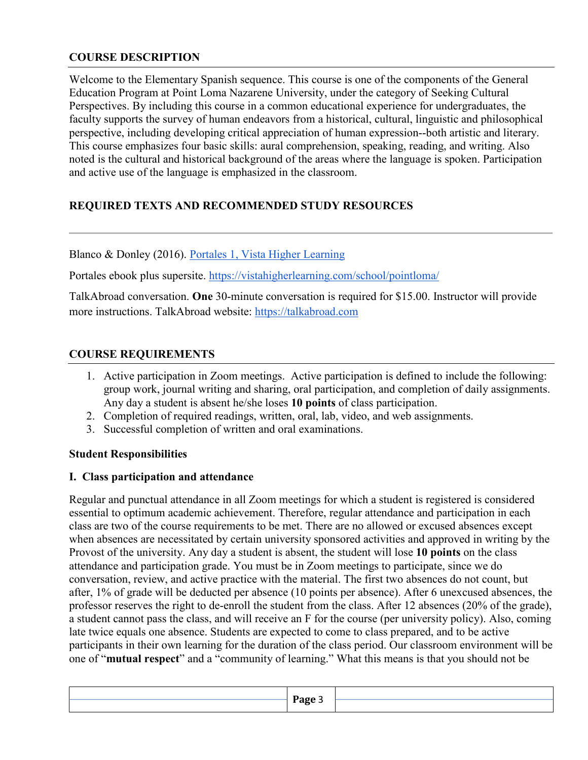## COURSE DESCRIPTION

Welcome to the Elementary Spanish sequence. This course is one of the components of the General Education Program at Point Loma Nazarene University, under the category of Seeking Cultural Perspectives. By including this course in a common educational experience for undergraduates, the faculty supports the survey of human endeavors from a historical, cultural, linguistic and philosophical perspective, including developing critical appreciation of human expression--both artistic and literary. This course emphasizes four basic skills: aural comprehension, speaking, reading, and writing. Also noted is the cultural and historical background of the areas where the language is spoken. Participation and active use of the language is emphasized in the classroom.

## REQUIRED TEXTS AND RECOMMENDED STUDY RESOURCES

---

Blanco & Donley (2016). [Portales 1, Vista Higher Learning]()

Portales ebook plus supersite. https://vistahigherlearning.com/school/pointloma/

TalkAbroad conversation. **One** 30-minute conversation is required for $15.00. Instructor will provide more instructions. TalkAbroad website: https://talkabroad.com

## COURSE REQUIREMENTS

1. Active participation in Zoom meetings. Active participation is defined to include the following: group work, journal writing and sharing, oral participation, and completion of daily assignments. Any day a student is absent he/she loses **10 points** of class participation.
2. Completion of required readings, written, oral, lab, video, and web assignments.
3. Successful completion of written and oral examinations.

### Student Responsibilities

### I. Class participation and attendance

Regular and punctual attendance in all Zoom meetings for which a student is registered is considered essential to optimum academic achievement. Therefore, regular attendance and participation in each class are two of the course requirements to be met. There are no allowed or excused absences except when absences are necessitated by certain university sponsored activities and approved in writing by the Provost of the university. Any day a student is absent, the student will lose **10 points** on the class attendance and participation grade. You must be in Zoom meetings to participate, since we do conversation, review, and active practice with the material. The first two absences do not count, but after, 1% of grade will be deducted per absence (10 points per absence). After 6 unexcused absences, the professor reserves the right to de-enroll the student from the class. After 12 absences (20% of the grade), a student cannot pass the class, and will receive an F for the course (per university policy). Also, coming late twice equals one absence. Students are expected to come to class prepared, and to be active participants in their own learning for the duration of the class period. Our classroom environment will be one of "**mutual respect**" and a "community of learning." What this means is that you should not be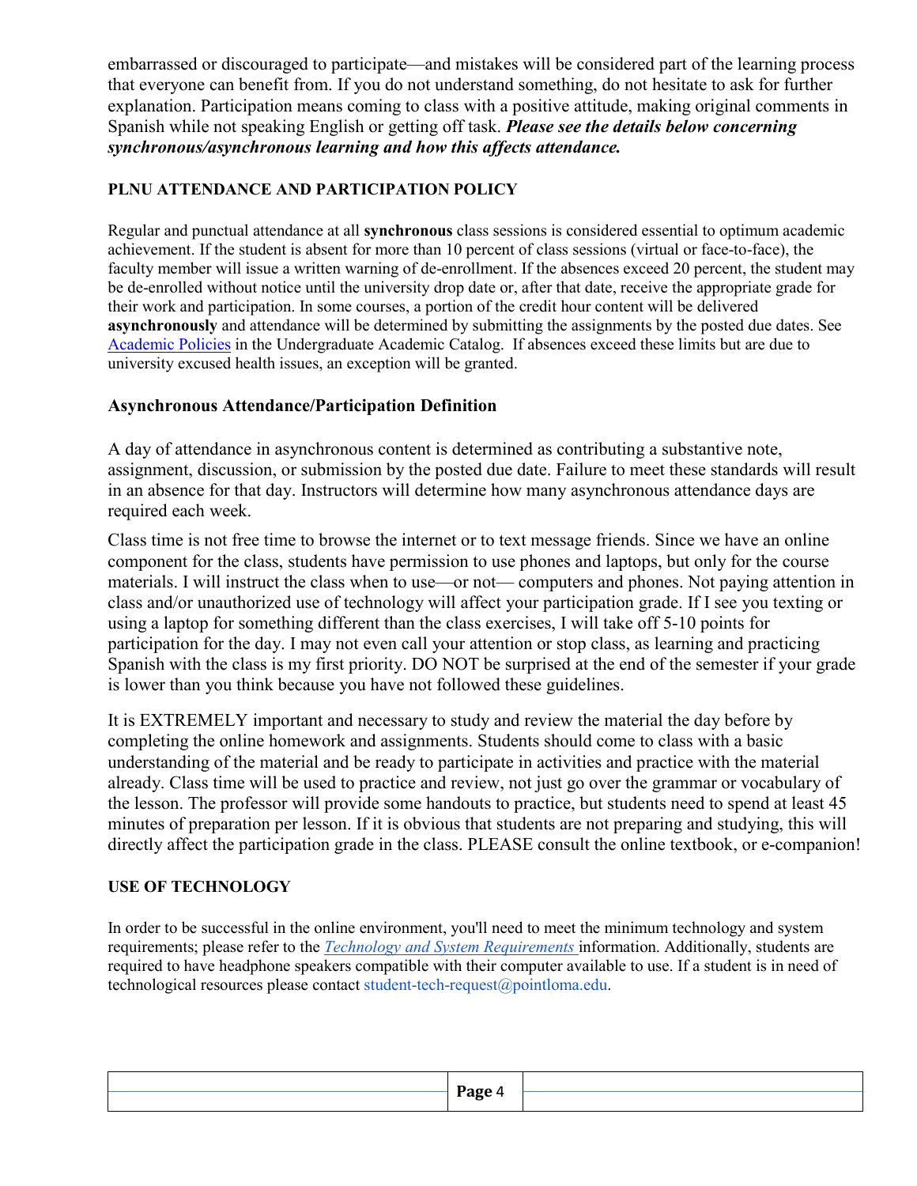embarrassed or discouraged to participate—and mistakes will be considered part of the learning process that everyone can benefit from. If you do not understand something, do not hesitate to ask for further explanation. Participation means coming to class with a positive attitude, making original comments in Spanish while not speaking English or getting off task. ***Please see the details below concerning synchronous/asynchronous learning and how this affects attendance.***

### PLNU ATTENDANCE AND PARTICIPATION POLICY

Regular and punctual attendance at all **synchronous** class sessions is considered essential to optimum academic achievement. If the student is absent for more than 10 percent of class sessions (virtual or face-to-face), the faculty member will issue a written warning of de-enrollment. If the absences exceed 20 percent, the student may be de-enrolled without notice until the university drop date or, after that date, receive the appropriate grade for their work and participation. In some courses, a portion of the credit hour content will be delivered **asynchronously** and attendance will be determined by submitting the assignments by the posted due dates. See Academic Policies in the Undergraduate Academic Catalog. If absences exceed these limits but are due to university excused health issues, an exception will be granted.

### Asynchronous Attendance/Participation Definition

A day of attendance in asynchronous content is determined as contributing a substantive note, assignment, discussion, or submission by the posted due date. Failure to meet these standards will result in an absence for that day. Instructors will determine how many asynchronous attendance days are required each week.

Class time is not free time to browse the internet or to text message friends. Since we have an online component for the class, students have permission to use phones and laptops, but only for the course materials. I will instruct the class when to use—or not— computers and phones. Not paying attention in class and/or unauthorized use of technology will affect your participation grade. If I see you texting or using a laptop for something different than the class exercises, I will take off 5-10 points for participation for the day. I may not even call your attention or stop class, as learning and practicing Spanish with the class is my first priority. DO NOT be surprised at the end of the semester if your grade is lower than you think because you have not followed these guidelines.

It is EXTREMELY important and necessary to study and review the material the day before by completing the online homework and assignments. Students should come to class with a basic understanding of the material and be ready to participate in activities and practice with the material already. Class time will be used to practice and review, not just go over the grammar or vocabulary of the lesson. The professor will provide some handouts to practice, but students need to spend at least 45 minutes of preparation per lesson. If it is obvious that students are not preparing and studying, this will directly affect the participation grade in the class. PLEASE consult the online textbook, or e-companion!

### USE OF TECHNOLOGY

In order to be successful in the online environment, you'll need to meet the minimum technology and system requirements; please refer to the *Technology and System Requirements* information. Additionally, students are required to have headphone speakers compatible with their computer available to use. If a student is in need of technological resources please contact student-tech-request@pointloma.edu.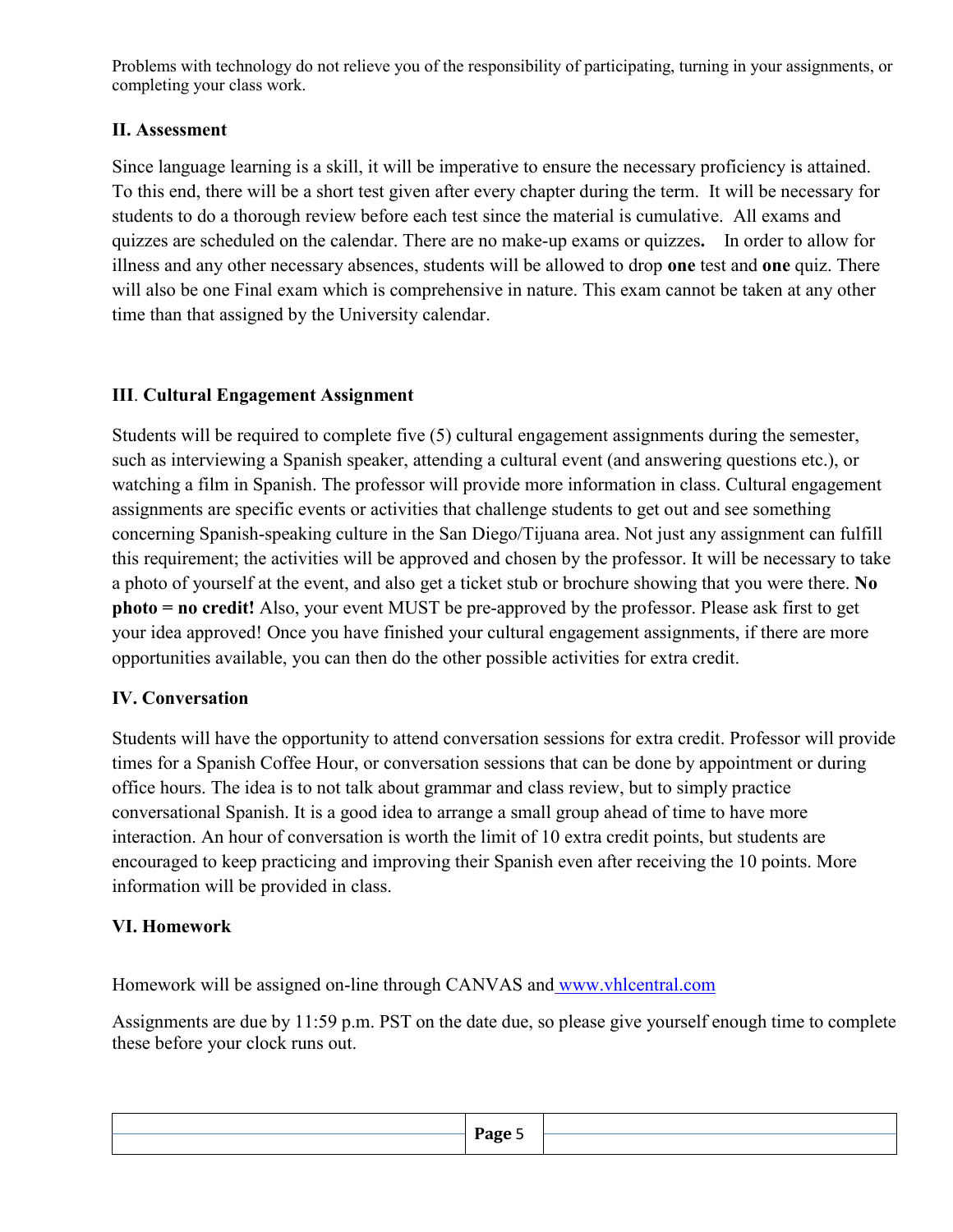Problems with technology do not relieve you of the responsibility of participating, turning in your assignments, or completing your class work.

## II. Assessment

Since language learning is a skill, it will be imperative to ensure the necessary proficiency is attained. To this end, there will be a short test given after every chapter during the term. It will be necessary for students to do a thorough review before each test since the material is cumulative. All exams and quizzes are scheduled on the calendar. There are no make-up exams or quizzes**.** In order to allow for illness and any other necessary absences, students will be allowed to drop **one** test and **one** quiz. There will also be one Final exam which is comprehensive in nature. This exam cannot be taken at any other time than that assigned by the University calendar.

## III. Cultural Engagement Assignment

Students will be required to complete five (5) cultural engagement assignments during the semester, such as interviewing a Spanish speaker, attending a cultural event (and answering questions etc.), or watching a film in Spanish. The professor will provide more information in class. Cultural engagement assignments are specific events or activities that challenge students to get out and see something concerning Spanish-speaking culture in the San Diego/Tijuana area. Not just any assignment can fulfill this requirement; the activities will be approved and chosen by the professor. It will be necessary to take a photo of yourself at the event, and also get a ticket stub or brochure showing that you were there. **No photo = no credit!** Also, your event MUST be pre-approved by the professor. Please ask first to get your idea approved! Once you have finished your cultural engagement assignments, if there are more opportunities available, you can then do the other possible activities for extra credit.

## IV. Conversation

Students will have the opportunity to attend conversation sessions for extra credit. Professor will provide times for a Spanish Coffee Hour, or conversation sessions that can be done by appointment or during office hours. The idea is to not talk about grammar and class review, but to simply practice conversational Spanish. It is a good idea to arrange a small group ahead of time to have more interaction. An hour of conversation is worth the limit of 10 extra credit points, but students are encouraged to keep practicing and improving their Spanish even after receiving the 10 points. More information will be provided in class.

## VI. Homework

Homework will be assigned on-line through CANVAS and www.vhlcentral.com

Assignments are due by 11:59 p.m. PST on the date due, so please give yourself enough time to complete these before your clock runs out.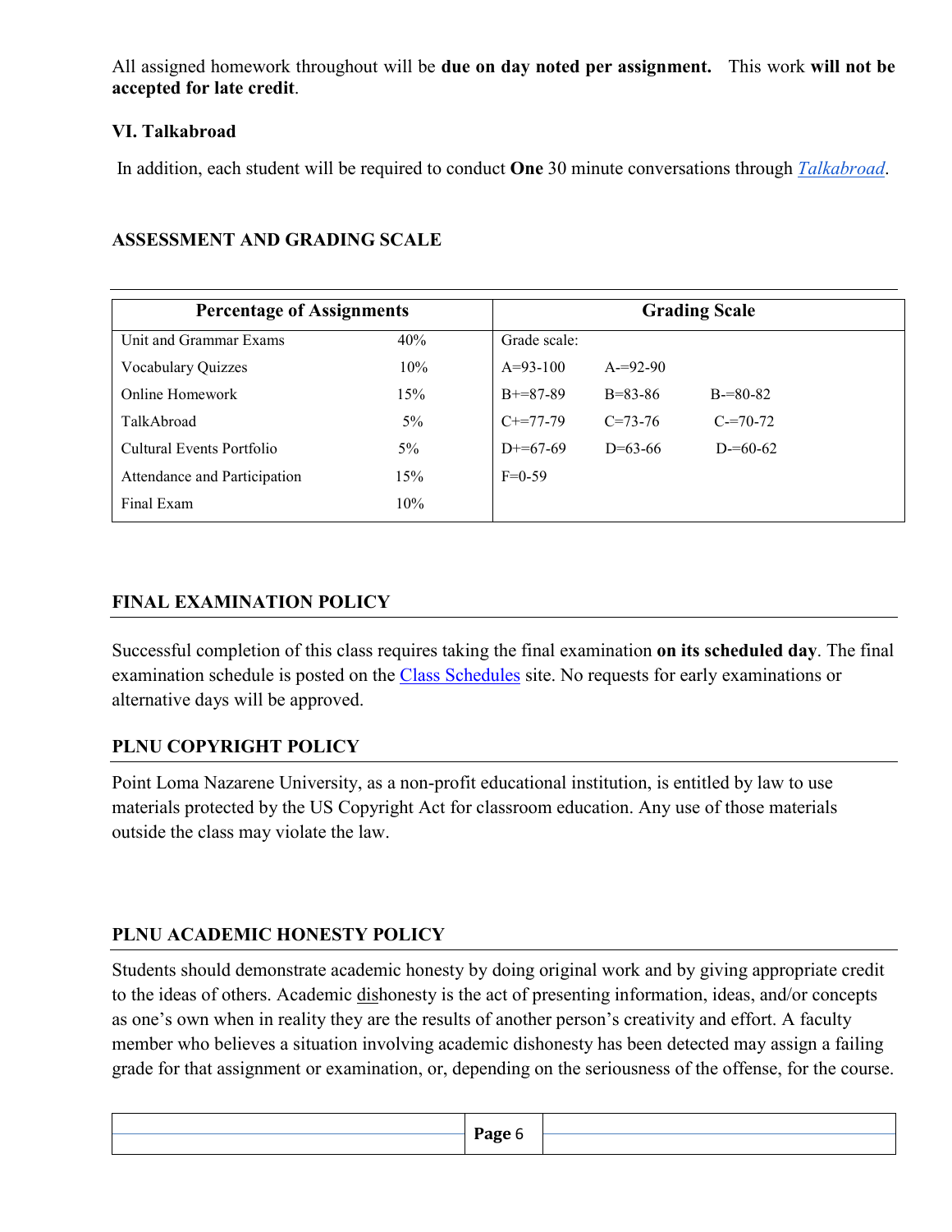All assigned homework throughout will be **due on day noted per assignment.** This work **will not be accepted for late credit**.

### VI. Talkabroad

In addition, each student will be required to conduct **One** 30 minute conversations through *Talkabroad*.

## ASSESSMENT AND GRADING SCALE

| Percentage of Assignments | | Grading Scale | | |
|---|---|---|---|---|
| Unit and Grammar Exams | 40% | Grade scale: | | |
| Vocabulary Quizzes | 10% | A=93-100 | A-=92-90 | |
| Online Homework | 15% | B+=87-89 | B=83-86 | B-=80-82 |
| TalkAbroad | 5% | C+=77-79 | C=73-76 | C-=70-72 |
| Cultural Events Portfolio | 5% | D+=67-69 | D=63-66 | D-=60-62 |
| Attendance and Participation | 15% | F=0-59 | | |
| Final Exam | 10% | | | |

## FINAL EXAMINATION POLICY

Successful completion of this class requires taking the final examination **on its scheduled day**. The final examination schedule is posted on the Class Schedules site. No requests for early examinations or alternative days will be approved.

## PLNU COPYRIGHT POLICY

Point Loma Nazarene University, as a non-profit educational institution, is entitled by law to use materials protected by the US Copyright Act for classroom education. Any use of those materials outside the class may violate the law.

## PLNU ACADEMIC HONESTY POLICY

Students should demonstrate academic honesty by doing original work and by giving appropriate credit to the ideas of others. Academic dishonesty is the act of presenting information, ideas, and/or concepts as one's own when in reality they are the results of another person's creativity and effort. A faculty member who believes a situation involving academic dishonesty has been detected may assign a failing grade for that assignment or examination, or, depending on the seriousness of the offense, for the course.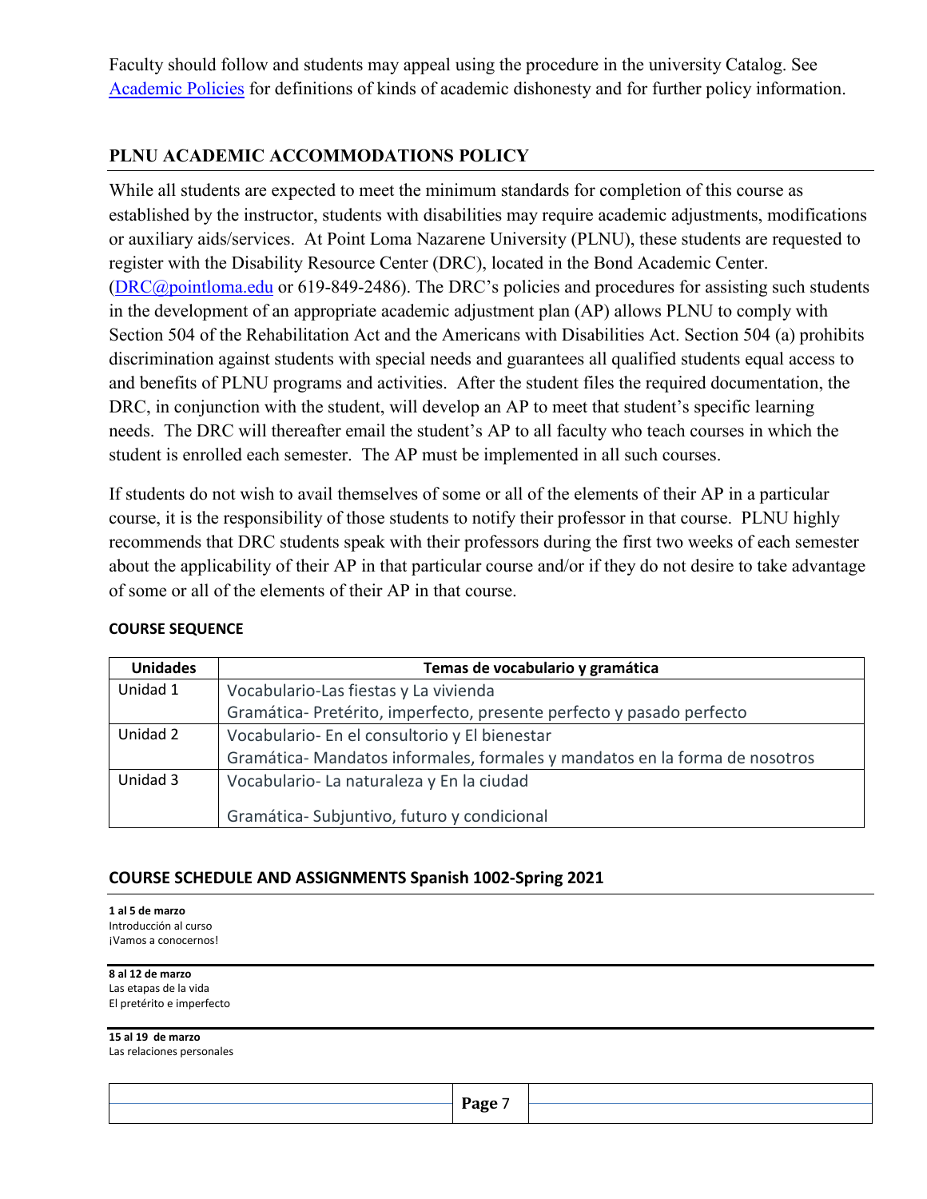Faculty should follow and students may appeal using the procedure in the university Catalog. See [Academic Policies](#) for definitions of kinds of academic dishonesty and for further policy information.

## PLNU ACADEMIC ACCOMMODATIONS POLICY

While all students are expected to meet the minimum standards for completion of this course as established by the instructor, students with disabilities may require academic adjustments, modifications or auxiliary aids/services. At Point Loma Nazarene University (PLNU), these students are requested to register with the Disability Resource Center (DRC), located in the Bond Academic Center. (DRC@pointloma.edu or 619-849-2486). The DRC's policies and procedures for assisting such students in the development of an appropriate academic adjustment plan (AP) allows PLNU to comply with Section 504 of the Rehabilitation Act and the Americans with Disabilities Act. Section 504 (a) prohibits discrimination against students with special needs and guarantees all qualified students equal access to and benefits of PLNU programs and activities. After the student files the required documentation, the DRC, in conjunction with the student, will develop an AP to meet that student's specific learning needs. The DRC will thereafter email the student's AP to all faculty who teach courses in which the student is enrolled each semester. The AP must be implemented in all such courses.

If students do not wish to avail themselves of some or all of the elements of their AP in a particular course, it is the responsibility of those students to notify their professor in that course. PLNU highly recommends that DRC students speak with their professors during the first two weeks of each semester about the applicability of their AP in that particular course and/or if they do not desire to take advantage of some or all of the elements of their AP in that course.

### COURSE SEQUENCE

| Unidades | Temas de vocabulario y gramática |
|---|---|
| Unidad 1 | Vocabulario-Las fiestas y La vivienda<br>Gramática- Pretérito, imperfecto, presente perfecto y pasado perfecto |
| Unidad 2 | Vocabulario- En el consultorio y El bienestar<br>Gramática- Mandatos informales, formales y mandatos en la forma de nosotros |
| Unidad 3 | Vocabulario- La naturaleza y En la ciudad<br>Gramática- Subjuntivo, futuro y condicional |

### COURSE SCHEDULE AND ASSIGNMENTS Spanish 1002-Spring 2021

**1 al 5 de marzo**
Introducción al curso
¡Vamos a conocernos!

**8 al 12 de marzo**
Las etapas de la vida
El pretérito e imperfecto

**15 al 19 de marzo**
Las relaciones personales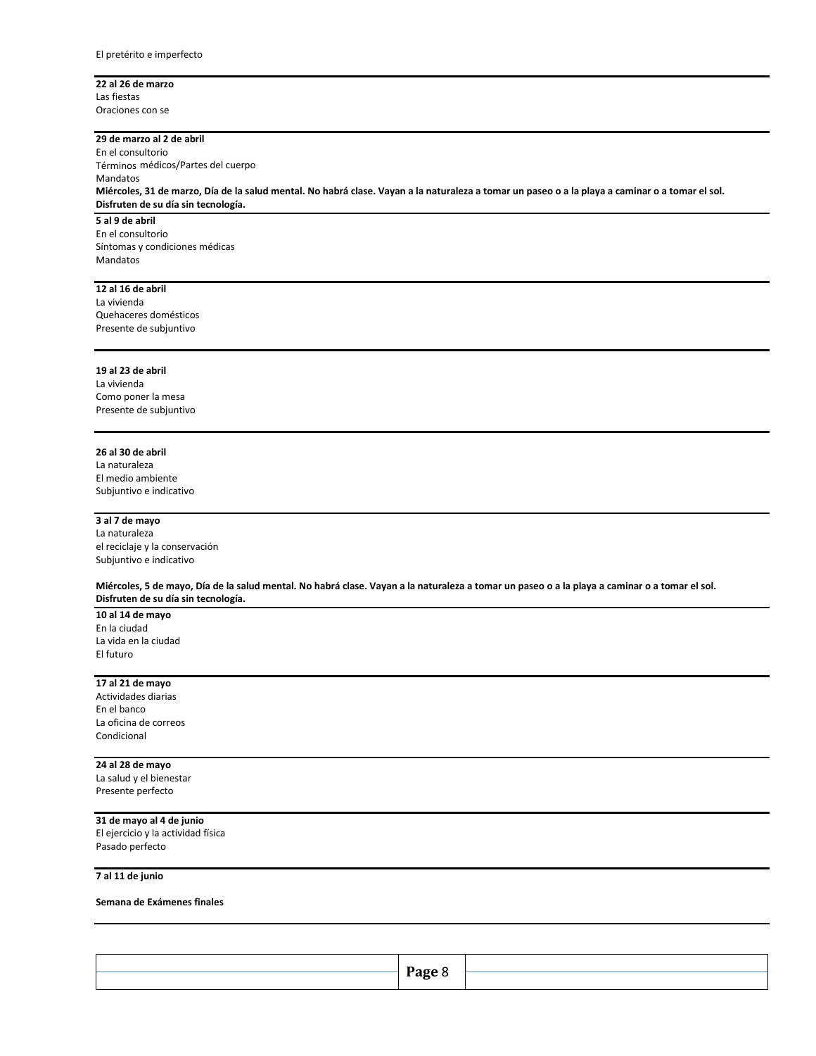El pretérito e imperfecto

---

**22 al 26 de marzo**
Las fiestas
Oraciones con se

---

**29 de marzo al 2 de abril**
En el consultorio
Términos médicos/Partes del cuerpo
Mandatos
**Miércoles, 31 de marzo, Día de la salud mental. No habrá clase. Vayan a la naturaleza a tomar un paseo o a la playa a caminar o a tomar el sol. Disfruten de su día sin tecnología.**

---

**5 al 9 de abril**
En el consultorio
Síntomas y condiciones médicas
Mandatos

---

**12 al 16 de abril**
La vivienda
Quehaceres domésticos
Presente de subjuntivo

---

**19 al 23 de abril**
La vivienda
Como poner la mesa
Presente de subjuntivo

---

**26 al 30 de abril**
La naturaleza
El medio ambiente
Subjuntivo e indicativo

---

**3 al 7 de mayo**
La naturaleza
el reciclaje y la conservación
Subjuntivo e indicativo

**Miércoles, 5 de mayo, Día de la salud mental. No habrá clase. Vayan a la naturaleza a tomar un paseo o a la playa a caminar o a tomar el sol. Disfruten de su día sin tecnología.**

---

**10 al 14 de mayo**
En la ciudad
La vida en la ciudad
El futuro

---

**17 al 21 de mayo**
Actividades diarias
En el banco
La oficina de correos
Condicional

---

**24 al 28 de mayo**
La salud y el bienestar
Presente perfecto

---

**31 de mayo al 4 de junio**
El ejercicio y la actividad física
Pasado perfecto

---

**7 al 11 de junio**

**Semana de Exámenes finales**

---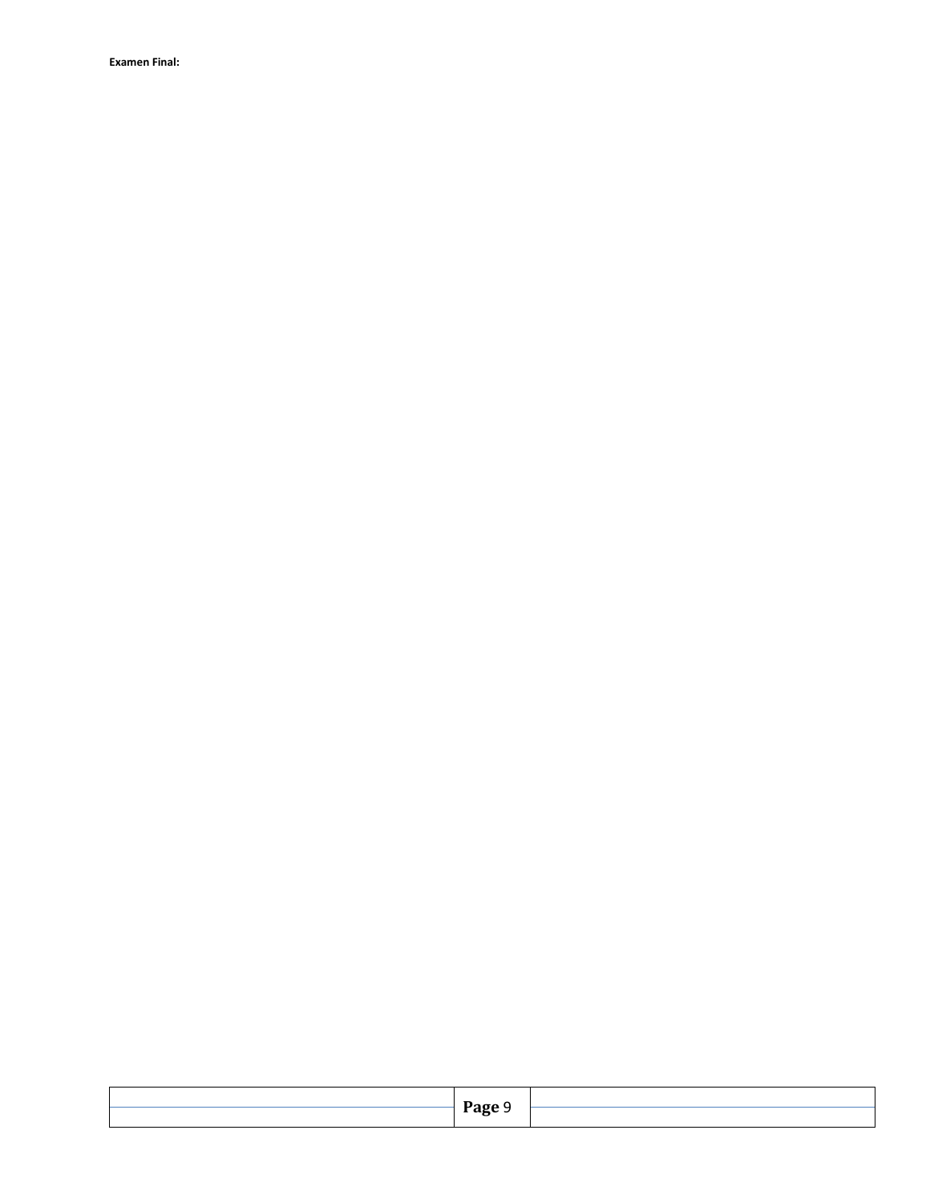**Examen Final:**